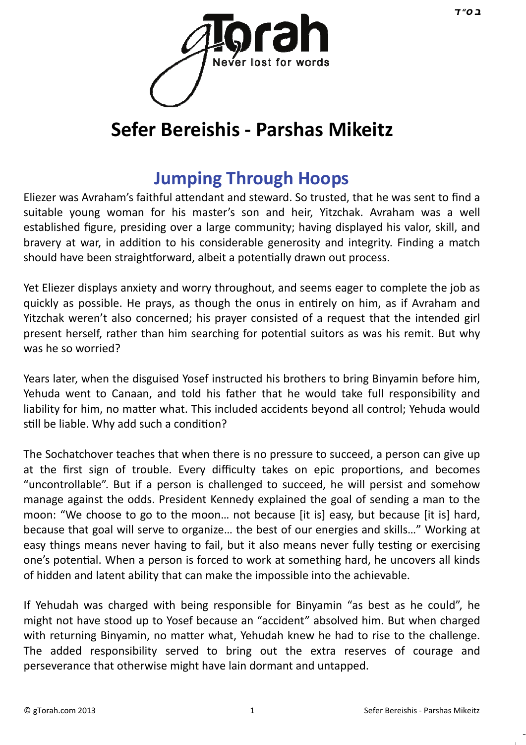בס״ד

gTorah
Never lost for words

# Sefer Bereishis - Parshas Mikeitz

## Jumping Through Hoops

Eliezer was Avraham's faithful attendant and steward. So trusted, that he was sent to find a suitable young woman for his master's son and heir, Yitzchak. Avraham was a well established figure, presiding over a large community; having displayed his valor, skill, and bravery at war, in addition to his considerable generosity and integrity. Finding a match should have been straightforward, albeit a potentially drawn out process.

Yet Eliezer displays anxiety and worry throughout, and seems eager to complete the job as quickly as possible. He prays, as though the onus in entirely on him, as if Avraham and Yitzchak weren't also concerned; his prayer consisted of a request that the intended girl present herself, rather than him searching for potential suitors as was his remit. But why was he so worried?

Years later, when the disguised Yosef instructed his brothers to bring Binyamin before him, Yehuda went to Canaan, and told his father that he would take full responsibility and liability for him, no matter what. This included accidents beyond all control; Yehuda would still be liable. Why add such a condition?

The Sochatchover teaches that when there is no pressure to succeed, a person can give up at the first sign of trouble. Every difficulty takes on epic proportions, and becomes "uncontrollable". But if a person is challenged to succeed, he will persist and somehow manage against the odds. President Kennedy explained the goal of sending a man to the moon: "We choose to go to the moon… not because [it is] easy, but because [it is] hard, because that goal will serve to organize… the best of our energies and skills…" Working at easy things means never having to fail, but it also means never fully testing or exercising one's potential. When a person is forced to work at something hard, he uncovers all kinds of hidden and latent ability that can make the impossible into the achievable.

If Yehudah was charged with being responsible for Binyamin "as best as he could", he might not have stood up to Yosef because an "accident" absolved him. But when charged with returning Binyamin, no matter what, Yehudah knew he had to rise to the challenge. The added responsibility served to bring out the extra reserves of courage and perseverance that otherwise might have lain dormant and untapped.

© gTorah.com 2013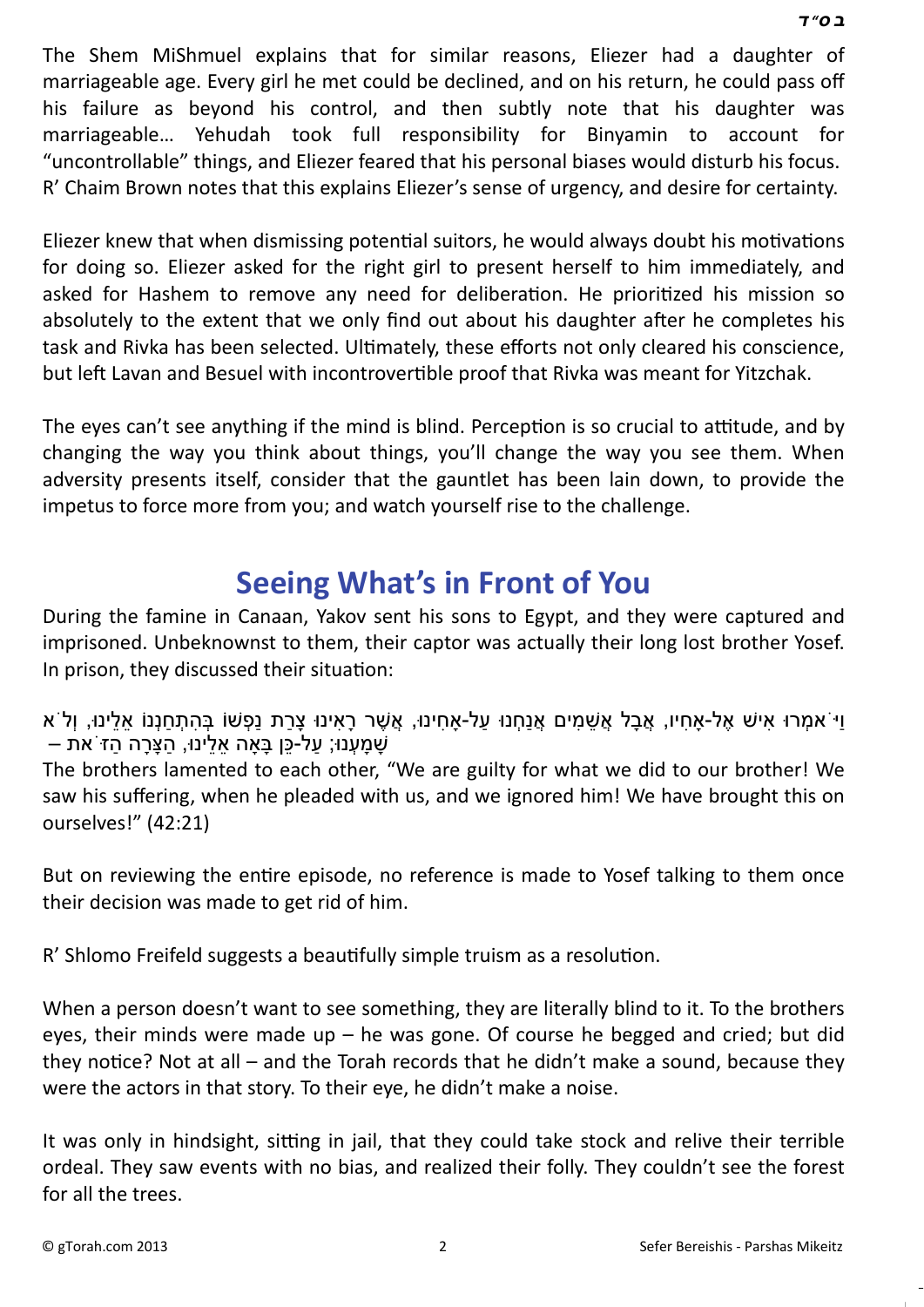The Shem MiShmuel explains that for similar reasons, Eliezer had a daughter of marriageable age. Every girl he met could be declined, and on his return, he could pass off his failure as beyond his control, and then subtly note that his daughter was marriageable… Yehudah took full responsibility for Binyamin to account for "uncontrollable" things, and Eliezer feared that his personal biases would disturb his focus. R' Chaim Brown notes that this explains Eliezer's sense of urgency, and desire for certainty.

Eliezer knew that when dismissing potential suitors, he would always doubt his motivations for doing so. Eliezer asked for the right girl to present herself to him immediately, and asked for Hashem to remove any need for deliberation. He prioritized his mission so absolutely to the extent that we only find out about his daughter after he completes his task and Rivka has been selected. Ultimately, these efforts not only cleared his conscience, but left Lavan and Besuel with incontrovertible proof that Rivka was meant for Yitzchak.

The eyes can't see anything if the mind is blind. Perception is so crucial to attitude, and by changing the way you think about things, you'll change the way you see them. When adversity presents itself, consider that the gauntlet has been lain down, to provide the impetus to force more from you; and watch yourself rise to the challenge.

## Seeing What's in Front of You

During the famine in Canaan, Yakov sent his sons to Egypt, and they were captured and imprisoned. Unbeknownst to them, their captor was actually their long lost brother Yosef. In prison, they discussed their situation:

וַיֹּאמְרוּ אִישׁ אֶל-אָחִיו, אֲבָל אֲשֵׁמִים אֲנַחְנוּ עַל-אָחִינוּ, אֲשֶׁר רָאִינוּ צָרַת נַפְשׁוֹ בְּהִתְחַנְנוֹ אֵלֵינוּ, וְלֹא שָׁמָעְנוּ; עַל-כֵּן בָּאָה אֵלֵינוּ, הַצָּרָה הַזֹּאת –

The brothers lamented to each other, "We are guilty for what we did to our brother! We saw his suffering, when he pleaded with us, and we ignored him! We have brought this on ourselves!" (42:21)

But on reviewing the entire episode, no reference is made to Yosef talking to them once their decision was made to get rid of him.

R' Shlomo Freifeld suggests a beautifully simple truism as a resolution.

When a person doesn't want to see something, they are literally blind to it. To the brothers eyes, their minds were made up – he was gone. Of course he begged and cried; but did they notice? Not at all – and the Torah records that he didn't make a sound, because they were the actors in that story. To their eye, he didn't make a noise.

It was only in hindsight, sitting in jail, that they could take stock and relive their terrible ordeal. They saw events with no bias, and realized their folly. They couldn't see the forest for all the trees.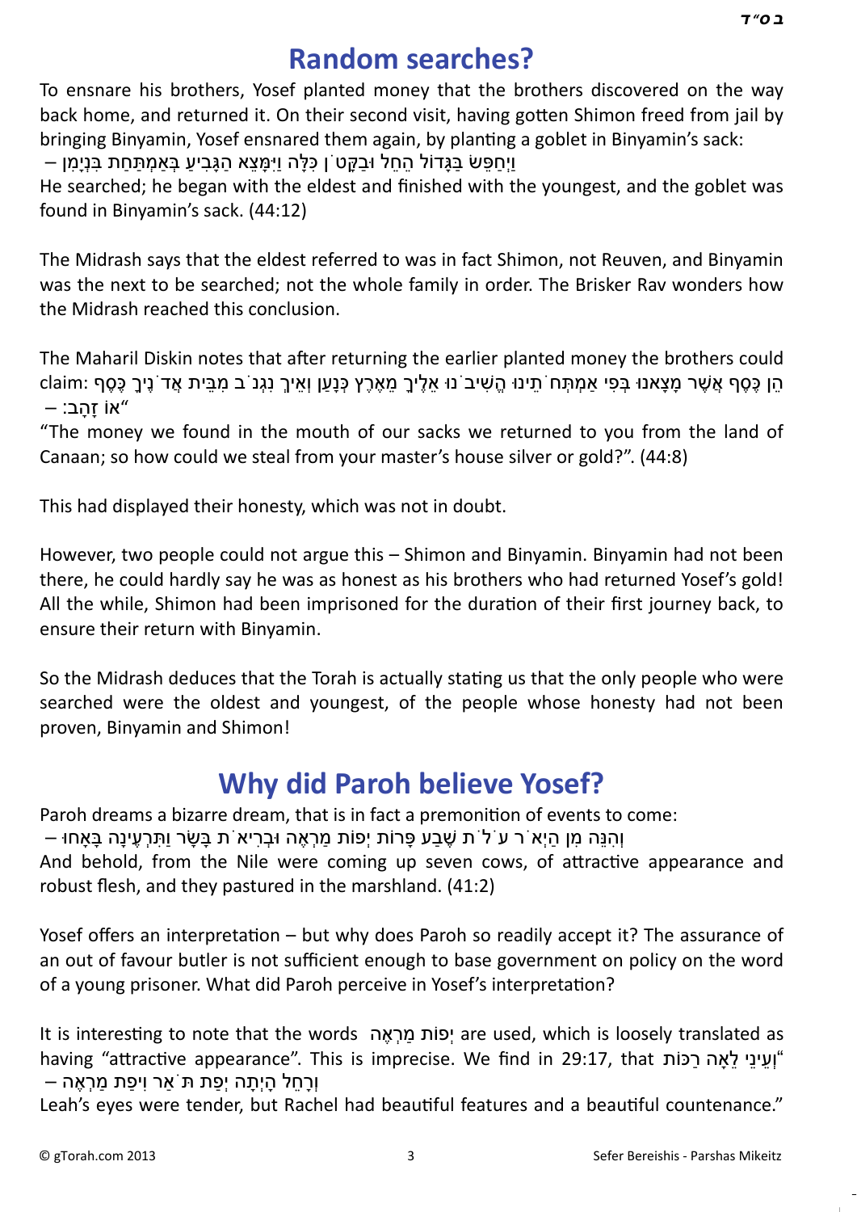# Random searches?

To ensnare his brothers, Yosef planted money that the brothers discovered on the way back home, and returned it. On their second visit, having gotten Shimon freed from jail by bringing Binyamin, Yosef ensnared them again, by planting a goblet in Binyamin's sack:

וַיְחַפֵּשׂ בַּגָּדוֹל הֵחֵל וּבַקָּטֹן כִּלָּה וַיִּמָּצֵא הַגָּבִיעַ בְּאַמְתַּחַת בִּנְיָמִן –

He searched; he began with the eldest and finished with the youngest, and the goblet was found in Binyamin's sack. (44:12)

The Midrash says that the eldest referred to was in fact Shimon, not Reuven, and Binyamin was the next to be searched; not the whole family in order. The Brisker Rav wonders how the Midrash reached this conclusion.

The Maharil Diskin notes that after returning the earlier planted money the brothers could claim: הֵן כֶּסֶף אֲשֶׁר מָצָאנוּ בְּפִי אַמְתְּחֹתֵינוּ הֱשִׁיבֹנוּ אֵלֶיךָ מֵאֶרֶץ כְּנָעַן וְאֵיךְ נִגְנֹב מִבֵּית אֲדֹנֶיךָ כֶּסֶף "אוֹ זָהָב: –

"The money we found in the mouth of our sacks we returned to you from the land of Canaan; so how could we steal from your master's house silver or gold?". (44:8)

This had displayed their honesty, which was not in doubt.

However, two people could not argue this – Shimon and Binyamin. Binyamin had not been there, he could hardly say he was as honest as his brothers who had returned Yosef's gold! All the while, Shimon had been imprisoned for the duration of their first journey back, to ensure their return with Binyamin.

So the Midrash deduces that the Torah is actually stating us that the only people who were searched were the oldest and youngest, of the people whose honesty had not been proven, Binyamin and Shimon!

# Why did Paroh believe Yosef?

Paroh dreams a bizarre dream, that is in fact a premonition of events to come:

וְהִנֵּה מִן הַיְאֹר עֹלֹת שֶׁבַע פָּרוֹת יְפוֹת מַרְאֶה וּבְרִיאֹת בָּשָׂר וַתִּרְעֶינָה בָּאָחוּ –

And behold, from the Nile were coming up seven cows, of attractive appearance and robust flesh, and they pastured in the marshland. (41:2)

Yosef offers an interpretation – but why does Paroh so readily accept it? The assurance of an out of favour butler is not sufficient enough to base government on policy on the word of a young prisoner. What did Paroh perceive in Yosef's interpretation?

It is interesting to note that the words יְפוֹת מַרְאֶה are used, which is loosely translated as having "attractive appearance". This is imprecise. We find in 29:17, that "וְעֵינֵי לֵאָה רַכּוֹת וְרָחֵל הָיְתָה יְפַת תֹּאַר וִיפַת מַרְאֶה –

Leah's eyes were tender, but Rachel had beautiful features and a beautiful countenance."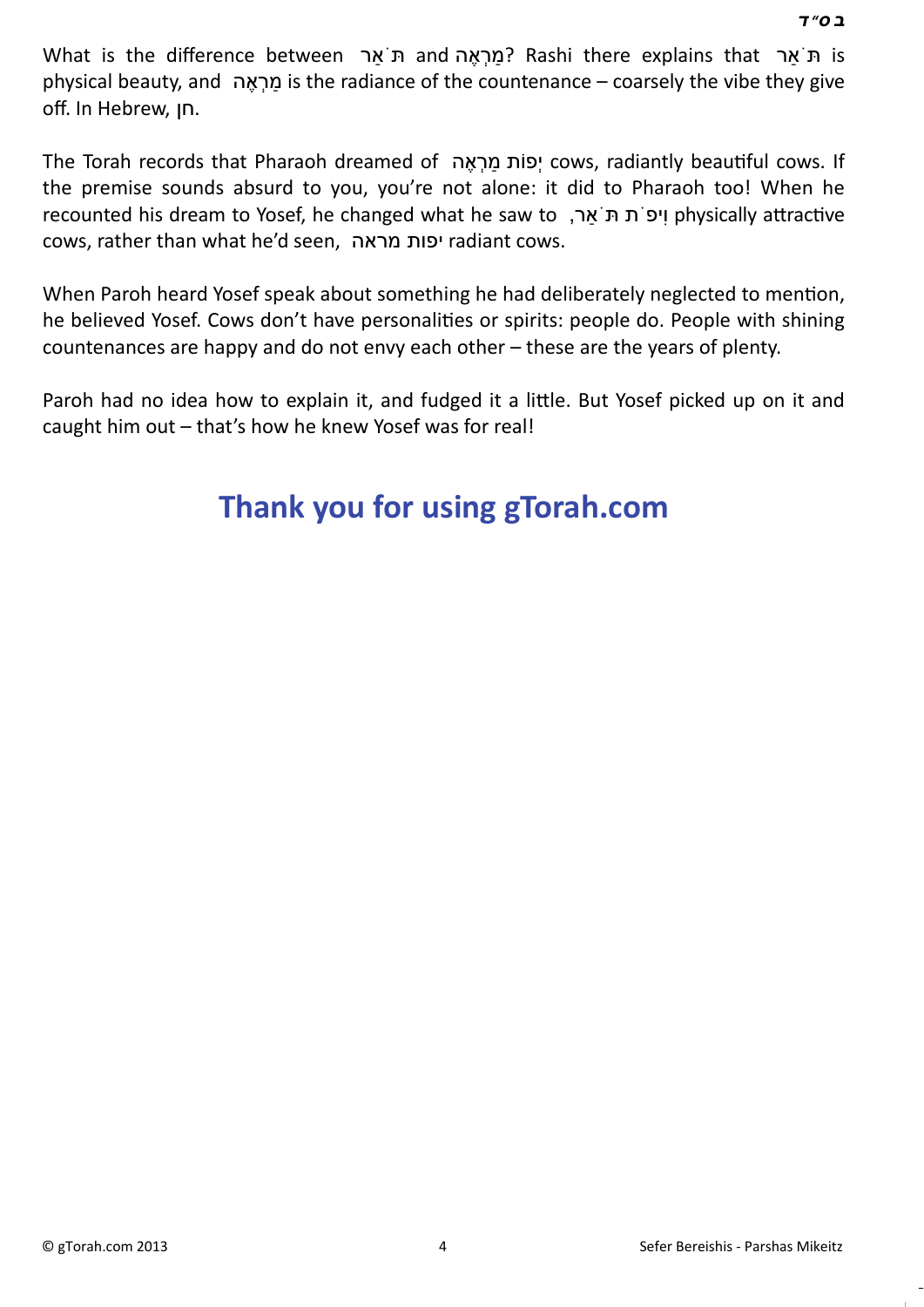What is the difference between תֹּאַר and מַרְאֶה? Rashi there explains that תֹּאַר is physical beauty, and מַרְאֶה is the radiance of the countenance – coarsely the vibe they give off. In Hebrew, חן.

The Torah records that Pharaoh dreamed of יְפוֹת מַרְאֶה cows, radiantly beautiful cows. If the premise sounds absurd to you, you're not alone: it did to Pharaoh too! When he recounted his dream to Yosef, he changed what he saw to וִיפֹת תֹּאַר, physically attractive cows, rather than what he'd seen, יפות מראה radiant cows.

When Paroh heard Yosef speak about something he had deliberately neglected to mention, he believed Yosef. Cows don't have personalities or spirits: people do. People with shining countenances are happy and do not envy each other – these are the years of plenty.

Paroh had no idea how to explain it, and fudged it a little. But Yosef picked up on it and caught him out – that's how he knew Yosef was for real!

## Thank you for using gTorah.com